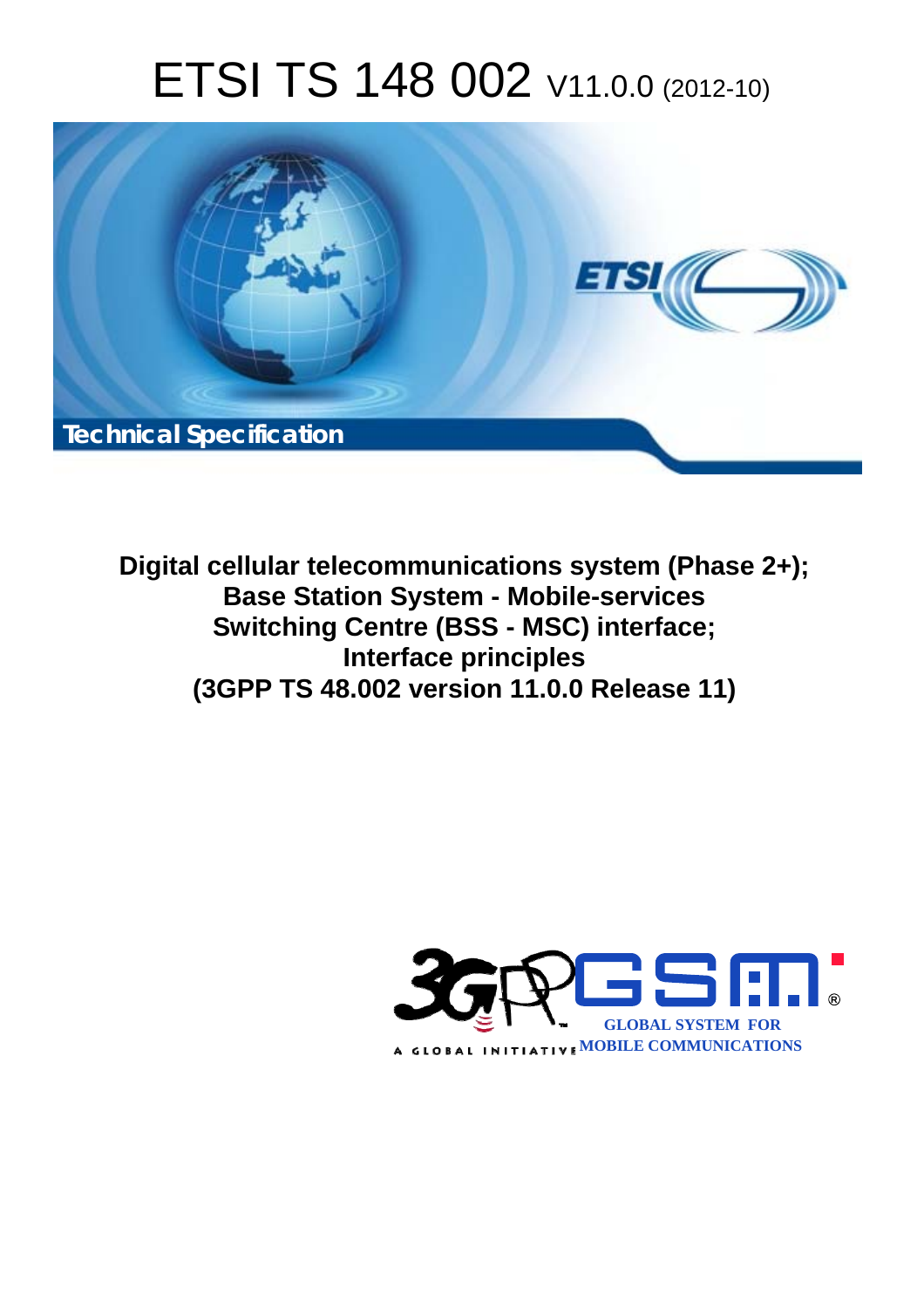# ETSI TS 148 002 V11.0.0 (2012-10)

Technical Specification

**Digital cellular telecommunications system (Phase 2+); Base Station System - Mobile-services Switching Centre (BSS - MSC) interface; Interface principles (3GPP TS 48.002 version 11.0.0 Release 11)**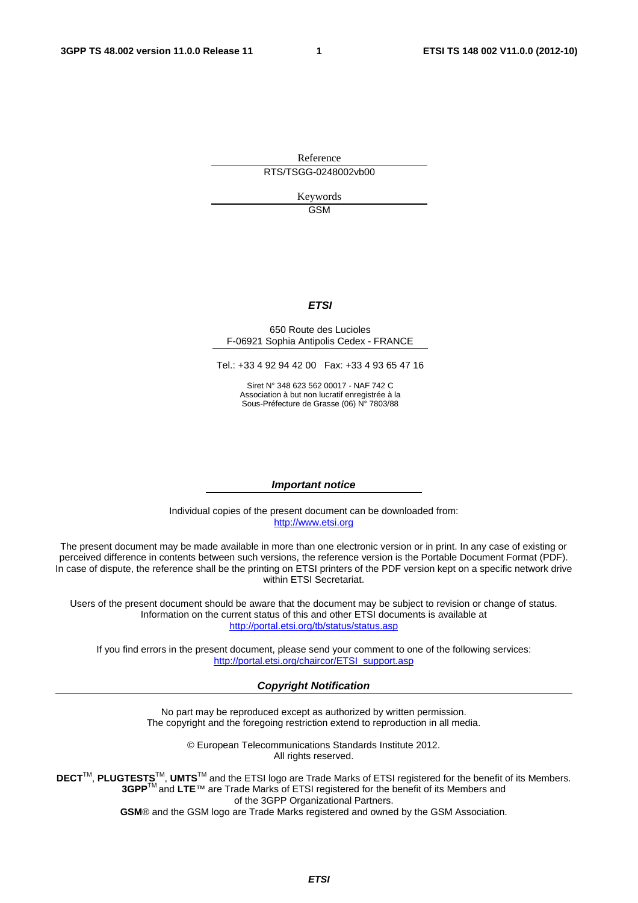Reference

RTS/TSGG-0248002vb00

Keywords

GSM

***ETSI***

650 Route des Lucioles
F-06921 Sophia Antipolis Cedex - FRANCE

Tel.: +33 4 92 94 42 00 Fax: +33 4 93 65 47 16

Siret N° 348 623 562 00017 - NAF 742 C
Association à but non lucratif enregistrée à la
Sous-Préfecture de Grasse (06) N° 7803/88

***Important notice***

Individual copies of the present document can be downloaded from:
http://www.etsi.org

The present document may be made available in more than one electronic version or in print. In any case of existing or perceived difference in contents between such versions, the reference version is the Portable Document Format (PDF). In case of dispute, the reference shall be the printing on ETSI printers of the PDF version kept on a specific network drive within ETSI Secretariat.

Users of the present document should be aware that the document may be subject to revision or change of status. Information on the current status of this and other ETSI documents is available at
http://portal.etsi.org/tb/status/status.asp

If you find errors in the present document, please send your comment to one of the following services:
http://portal.etsi.org/chaircor/ETSI_support.asp

***Copyright Notification***

No part may be reproduced except as authorized by written permission.
The copyright and the foregoing restriction extend to reproduction in all media.

© European Telecommunications Standards Institute 2012.
All rights reserved.

**DECT**™, **PLUGTESTS**™, **UMTS**™ and the ETSI logo are Trade Marks of ETSI registered for the benefit of its Members.
**3GPP**™ and **LTE**™ are Trade Marks of ETSI registered for the benefit of its Members and of the 3GPP Organizational Partners.
**GSM**® and the GSM logo are Trade Marks registered and owned by the GSM Association.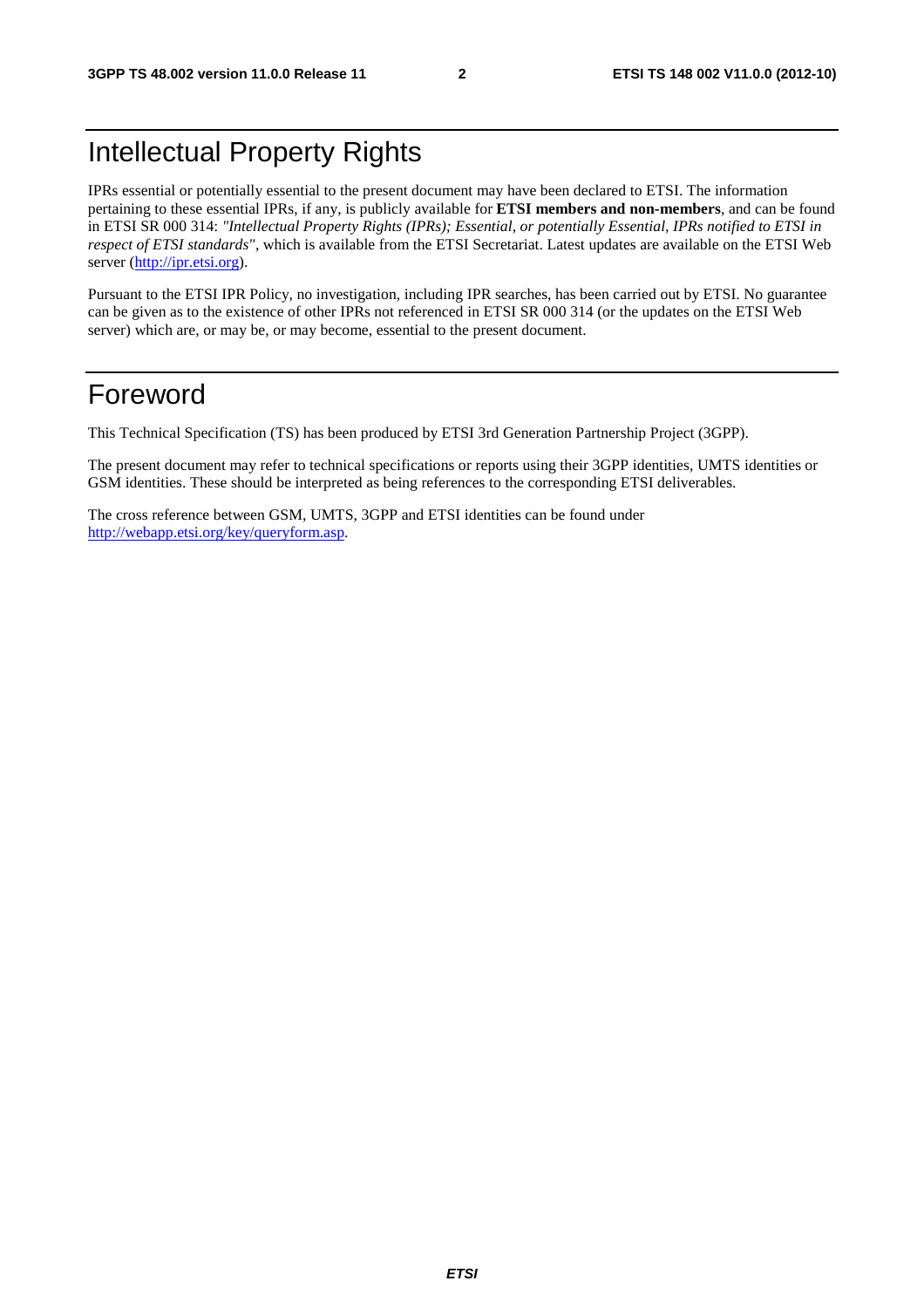# Intellectual Property Rights

IPRs essential or potentially essential to the present document may have been declared to ETSI. The information pertaining to these essential IPRs, if any, is publicly available for **ETSI members and non-members**, and can be found in ETSI SR 000 314: *"Intellectual Property Rights (IPRs); Essential, or potentially Essential, IPRs notified to ETSI in respect of ETSI standards"*, which is available from the ETSI Secretariat. Latest updates are available on the ETSI Web server (http://ipr.etsi.org).

Pursuant to the ETSI IPR Policy, no investigation, including IPR searches, has been carried out by ETSI. No guarantee can be given as to the existence of other IPRs not referenced in ETSI SR 000 314 (or the updates on the ETSI Web server) which are, or may be, or may become, essential to the present document.

# Foreword

This Technical Specification (TS) has been produced by ETSI 3rd Generation Partnership Project (3GPP).

The present document may refer to technical specifications or reports using their 3GPP identities, UMTS identities or GSM identities. These should be interpreted as being references to the corresponding ETSI deliverables.

The cross reference between GSM, UMTS, 3GPP and ETSI identities can be found under http://webapp.etsi.org/key/queryform.asp.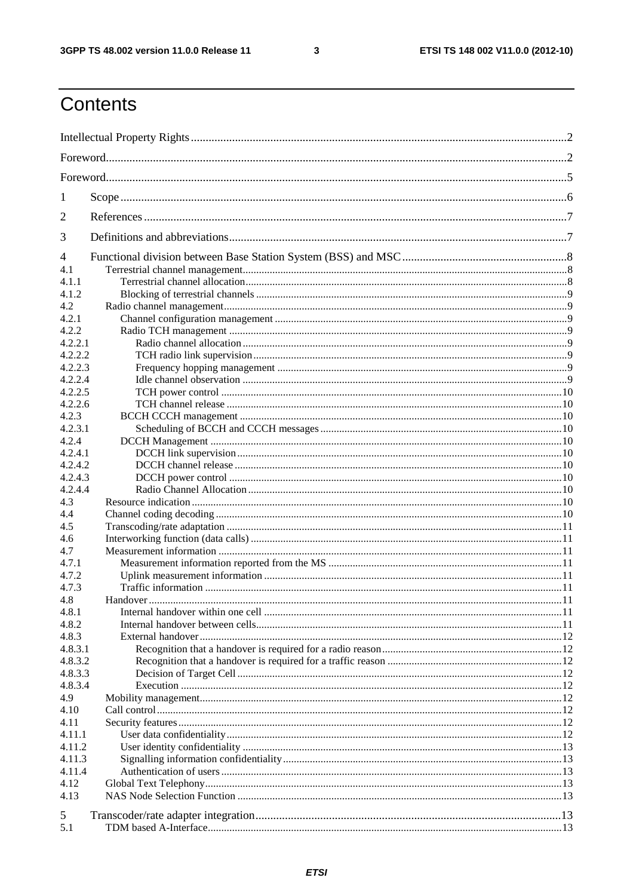# Contents

Intellectual Property Rights ..... 2
Foreword ..... 2
Foreword ..... 5
1 Scope ..... 6
2 References ..... 7
3 Definitions and abbreviations ..... 7
4 Functional division between Base Station System (BSS) and MSC ..... 8
4.1 Terrestrial channel management ..... 8
4.1.1 Terrestrial channel allocation ..... 8
4.1.2 Blocking of terrestrial channels ..... 9
4.2 Radio channel management ..... 9
4.2.1 Channel configuration management ..... 9
4.2.2 Radio TCH management ..... 9
4.2.2.1 Radio channel allocation ..... 9
4.2.2.2 TCH radio link supervision ..... 9
4.2.2.3 Frequency hopping management ..... 9
4.2.2.4 Idle channel observation ..... 9
4.2.2.5 TCH power control ..... 10
4.2.2.6 TCH channel release ..... 10
4.2.3 BCCH CCCH management ..... 10
4.2.3.1 Scheduling of BCCH and CCCH messages ..... 10
4.2.4 DCCH Management ..... 10
4.2.4.1 DCCH link supervision ..... 10
4.2.4.2 DCCH channel release ..... 10
4.2.4.3 DCCH power control ..... 10
4.2.4.4 Radio Channel Allocation ..... 10
4.3 Resource indication ..... 10
4.4 Channel coding decoding ..... 10
4.5 Transcoding/rate adaptation ..... 11
4.6 Interworking function (data calls) ..... 11
4.7 Measurement information ..... 11
4.7.1 Measurement information reported from the MS ..... 11
4.7.2 Uplink measurement information ..... 11
4.7.3 Traffic information ..... 11
4.8 Handover ..... 11
4.8.1 Internal handover within one cell ..... 11
4.8.2 Internal handover between cells ..... 11
4.8.3 External handover ..... 12
4.8.3.1 Recognition that a handover is required for a radio reason ..... 12
4.8.3.2 Recognition that a handover is required for a traffic reason ..... 12
4.8.3.3 Decision of Target Cell ..... 12
4.8.3.4 Execution ..... 12
4.9 Mobility management ..... 12
4.10 Call control ..... 12
4.11 Security features ..... 12
4.11.1 User data confidentiality ..... 12
4.11.2 User identity confidentiality ..... 13
4.11.3 Signalling information confidentiality ..... 13
4.11.4 Authentication of users ..... 13
4.12 Global Text Telephony ..... 13
4.13 NAS Node Selection Function ..... 13
5 Transcoder/rate adapter integration ..... 13
5.1 TDM based A-Interface ..... 13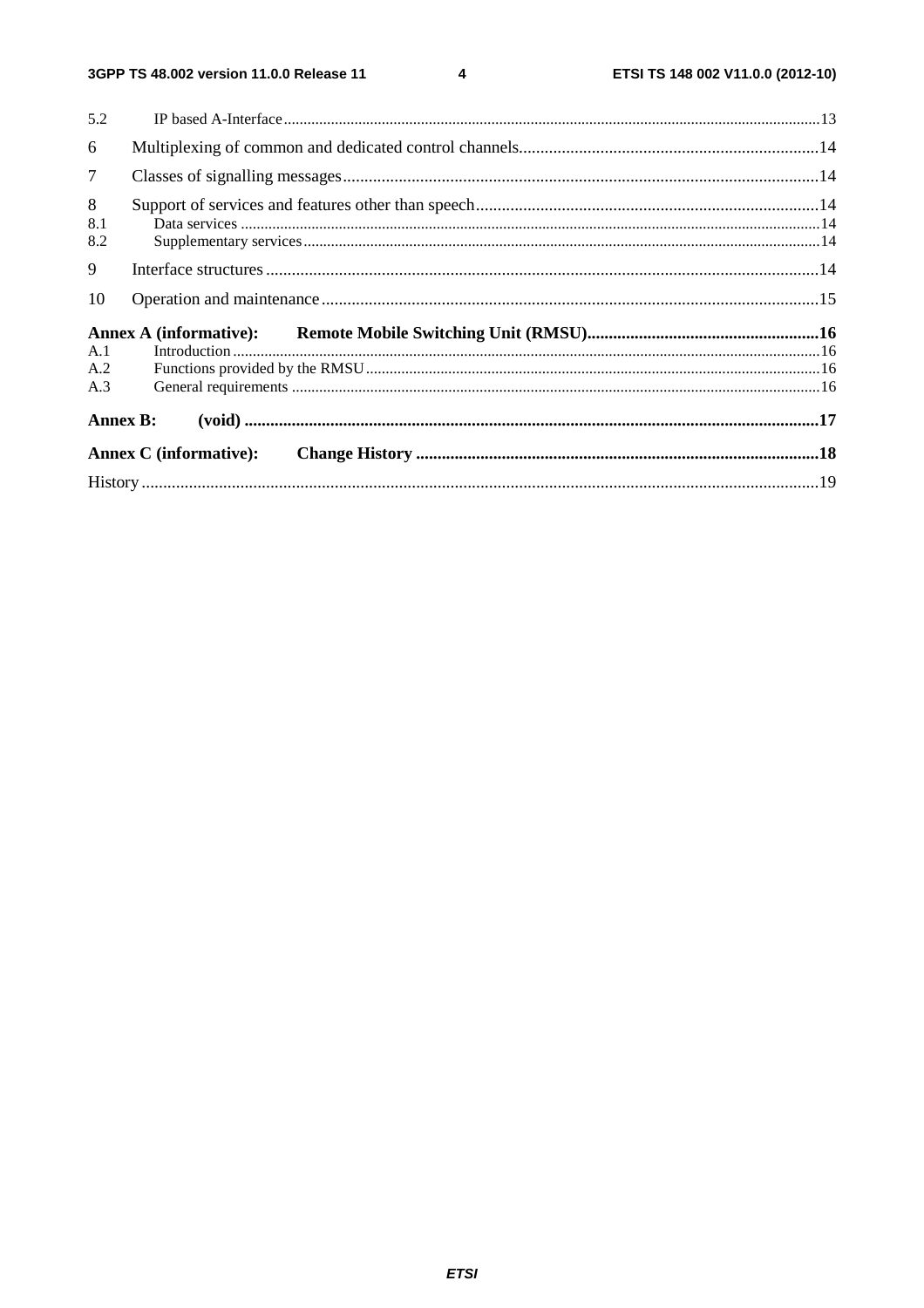5.2 IP based A-Interface ..... 13

6 Multiplexing of common and dedicated control channels ..... 14

7 Classes of signalling messages ..... 14

8 Support of services and features other than speech ..... 14

8.1 Data services ..... 14

8.2 Supplementary services ..... 14

9 Interface structures ..... 14

10 Operation and maintenance ..... 15

**Annex A (informative): Remote Mobile Switching Unit (RMSU) ..... 16**

A.1 Introduction ..... 16

A.2 Functions provided by the RMSU ..... 16

A.3 General requirements ..... 16

**Annex B: (void) ..... 17**

**Annex C (informative): Change History ..... 18**

History ..... 19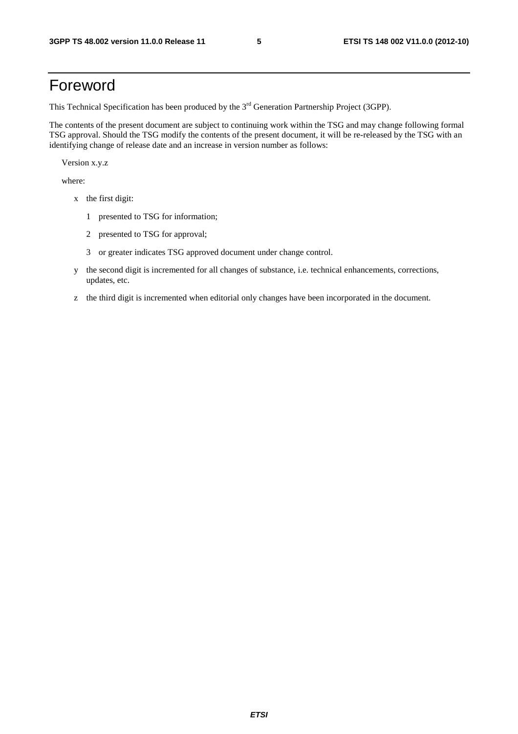# Foreword

This Technical Specification has been produced by the 3rd Generation Partnership Project (3GPP).

The contents of the present document are subject to continuing work within the TSG and may change following formal TSG approval. Should the TSG modify the contents of the present document, it will be re-released by the TSG with an identifying change of release date and an increase in version number as follows:

Version x.y.z

where:

- x the first digit:
  - 1 presented to TSG for information;
  - 2 presented to TSG for approval;
  - 3 or greater indicates TSG approved document under change control.
- y the second digit is incremented for all changes of substance, i.e. technical enhancements, corrections, updates, etc.
- z the third digit is incremented when editorial only changes have been incorporated in the document.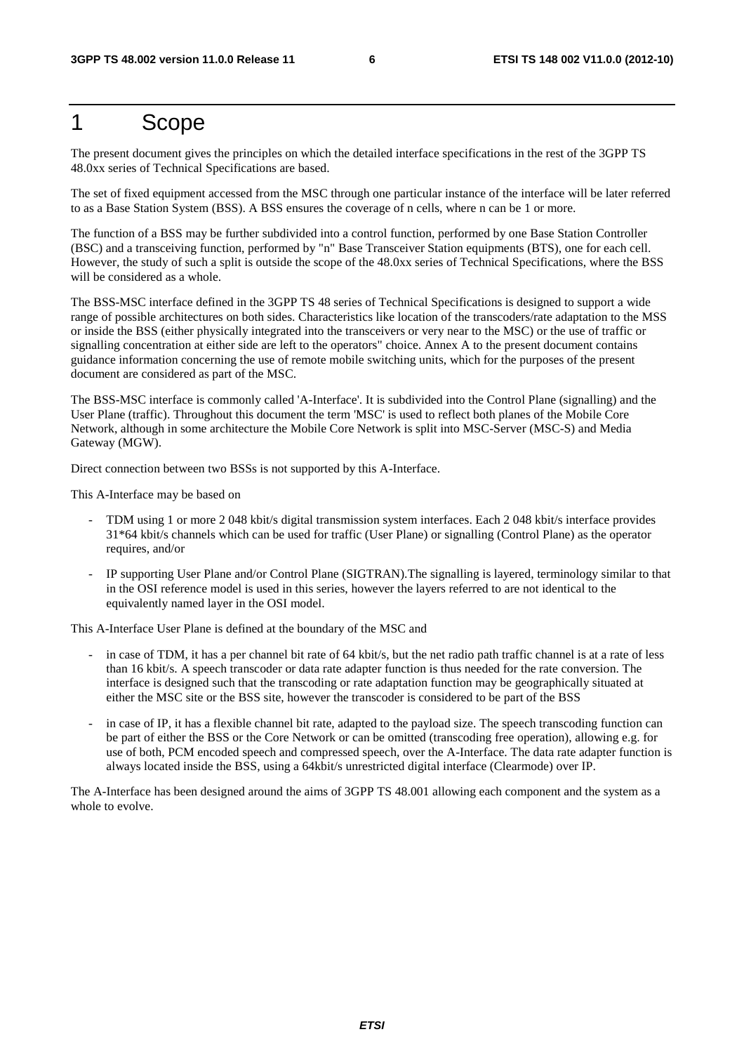# 1 Scope

The present document gives the principles on which the detailed interface specifications in the rest of the 3GPP TS 48.0xx series of Technical Specifications are based.

The set of fixed equipment accessed from the MSC through one particular instance of the interface will be later referred to as a Base Station System (BSS). A BSS ensures the coverage of n cells, where n can be 1 or more.

The function of a BSS may be further subdivided into a control function, performed by one Base Station Controller (BSC) and a transceiving function, performed by "n" Base Transceiver Station equipments (BTS), one for each cell. However, the study of such a split is outside the scope of the 48.0xx series of Technical Specifications, where the BSS will be considered as a whole.

The BSS-MSC interface defined in the 3GPP TS 48 series of Technical Specifications is designed to support a wide range of possible architectures on both sides. Characteristics like location of the transcoders/rate adaptation to the MSS or inside the BSS (either physically integrated into the transceivers or very near to the MSC) or the use of traffic or signalling concentration at either side are left to the operators" choice. Annex A to the present document contains guidance information concerning the use of remote mobile switching units, which for the purposes of the present document are considered as part of the MSC.

The BSS-MSC interface is commonly called 'A-Interface'. It is subdivided into the Control Plane (signalling) and the User Plane (traffic). Throughout this document the term 'MSC' is used to reflect both planes of the Mobile Core Network, although in some architecture the Mobile Core Network is split into MSC-Server (MSC-S) and Media Gateway (MGW).

Direct connection between two BSSs is not supported by this A-Interface.

This A-Interface may be based on

- TDM using 1 or more 2 048 kbit/s digital transmission system interfaces. Each 2 048 kbit/s interface provides 31*64 kbit/s channels which can be used for traffic (User Plane) or signalling (Control Plane) as the operator requires, and/or
- IP supporting User Plane and/or Control Plane (SIGTRAN).The signalling is layered, terminology similar to that in the OSI reference model is used in this series, however the layers referred to are not identical to the equivalently named layer in the OSI model.

This A-Interface User Plane is defined at the boundary of the MSC and

- in case of TDM, it has a per channel bit rate of 64 kbit/s, but the net radio path traffic channel is at a rate of less than 16 kbit/s. A speech transcoder or data rate adapter function is thus needed for the rate conversion. The interface is designed such that the transcoding or rate adaptation function may be geographically situated at either the MSC site or the BSS site, however the transcoder is considered to be part of the BSS
- in case of IP, it has a flexible channel bit rate, adapted to the payload size. The speech transcoding function can be part of either the BSS or the Core Network or can be omitted (transcoding free operation), allowing e.g. for use of both, PCM encoded speech and compressed speech, over the A-Interface. The data rate adapter function is always located inside the BSS, using a 64kbit/s unrestricted digital interface (Clearmode) over IP.

The A-Interface has been designed around the aims of 3GPP TS 48.001 allowing each component and the system as a whole to evolve.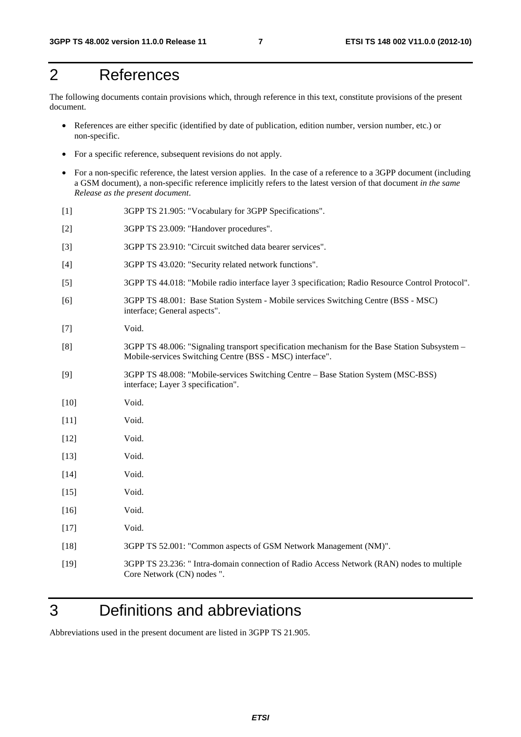# 2 References

The following documents contain provisions which, through reference in this text, constitute provisions of the present document.

- References are either specific (identified by date of publication, edition number, version number, etc.) or non-specific.
- For a specific reference, subsequent revisions do not apply.
- For a non-specific reference, the latest version applies. In the case of a reference to a 3GPP document (including a GSM document), a non-specific reference implicitly refers to the latest version of that document *in the same Release as the present document*.

[1] 3GPP TS 21.905: "Vocabulary for 3GPP Specifications".

[2] 3GPP TS 23.009: "Handover procedures".

[3] 3GPP TS 23.910: "Circuit switched data bearer services".

[4] 3GPP TS 43.020: "Security related network functions".

[5] 3GPP TS 44.018: "Mobile radio interface layer 3 specification; Radio Resource Control Protocol".

[6] 3GPP TS 48.001: Base Station System - Mobile services Switching Centre (BSS - MSC) interface; General aspects".

[7] Void.

[8] 3GPP TS 48.006: "Signaling transport specification mechanism for the Base Station Subsystem – Mobile-services Switching Centre (BSS - MSC) interface".

[9] 3GPP TS 48.008: "Mobile-services Switching Centre – Base Station System (MSC-BSS) interface; Layer 3 specification".

[10] Void.

[11] Void.

[12] Void.

[13] Void.

[14] Void.

[15] Void.

[16] Void.

[17] Void.

[18] 3GPP TS 52.001: "Common aspects of GSM Network Management (NM)".

[19] 3GPP TS 23.236: " Intra-domain connection of Radio Access Network (RAN) nodes to multiple Core Network (CN) nodes ".

# 3 Definitions and abbreviations

Abbreviations used in the present document are listed in 3GPP TS 21.905.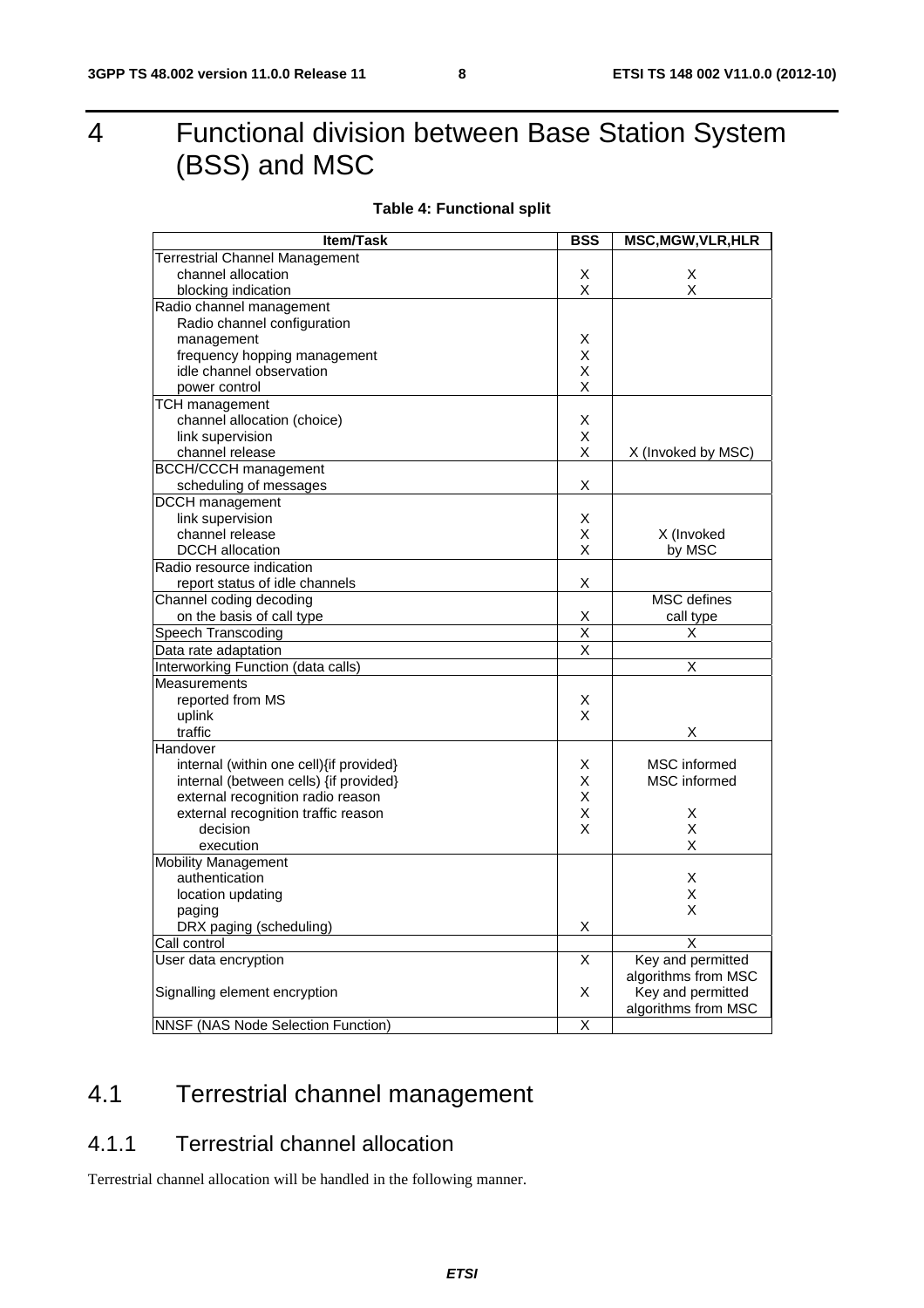# 4 Functional division between Base Station System (BSS) and MSC

**Table 4: Functional split**

| Item/Task | BSS | MSC,MGW,VLR,HLR |
|---|---|---|
| Terrestrial Channel Management | | |
| channel allocation | X | X |
| blocking indication | X | X |
| Radio channel management | | |
| Radio channel configuration management | X | |
| frequency hopping management | X | |
| idle channel observation | X | |
| power control | X | |
| TCH management | | |
| channel allocation (choice) | X | |
| link supervision | X | |
| channel release | X | X (Invoked by MSC) |
| BCCH/CCCH management | | |
| scheduling of messages | X | |
| DCCH management | | |
| link supervision | X | |
| channel release | X | X (Invoked by MSC |
| DCCH allocation | X | |
| Radio resource indication | | |
| report status of idle channels | X | |
| Channel coding decoding on the basis of call type | X | MSC defines call type |
| Speech Transcoding | X | X |
| Data rate adaptation | X | |
| Interworking Function (data calls) | | X |
| Measurements | | |
| reported from MS | X | |
| uplink | X | |
| traffic | | X |
| Handover | | |
| internal (within one cell){if provided} | X | MSC informed |
| internal (between cells) {if provided} | X | MSC informed |
| external recognition radio reason | X | |
| external recognition traffic reason | X | X |
| decision | X | X |
| execution | | X |
| Mobility Management | | |
| authentication | | X |
| location updating | | X |
| paging | | X |
| DRX paging (scheduling) | X | |
| Call control | | X |
| User data encryption | X | Key and permitted algorithms from MSC |
| Signalling element encryption | X | Key and permitted algorithms from MSC |
| NNSF (NAS Node Selection Function) | X | |

## 4.1 Terrestrial channel management

### 4.1.1 Terrestrial channel allocation

Terrestrial channel allocation will be handled in the following manner.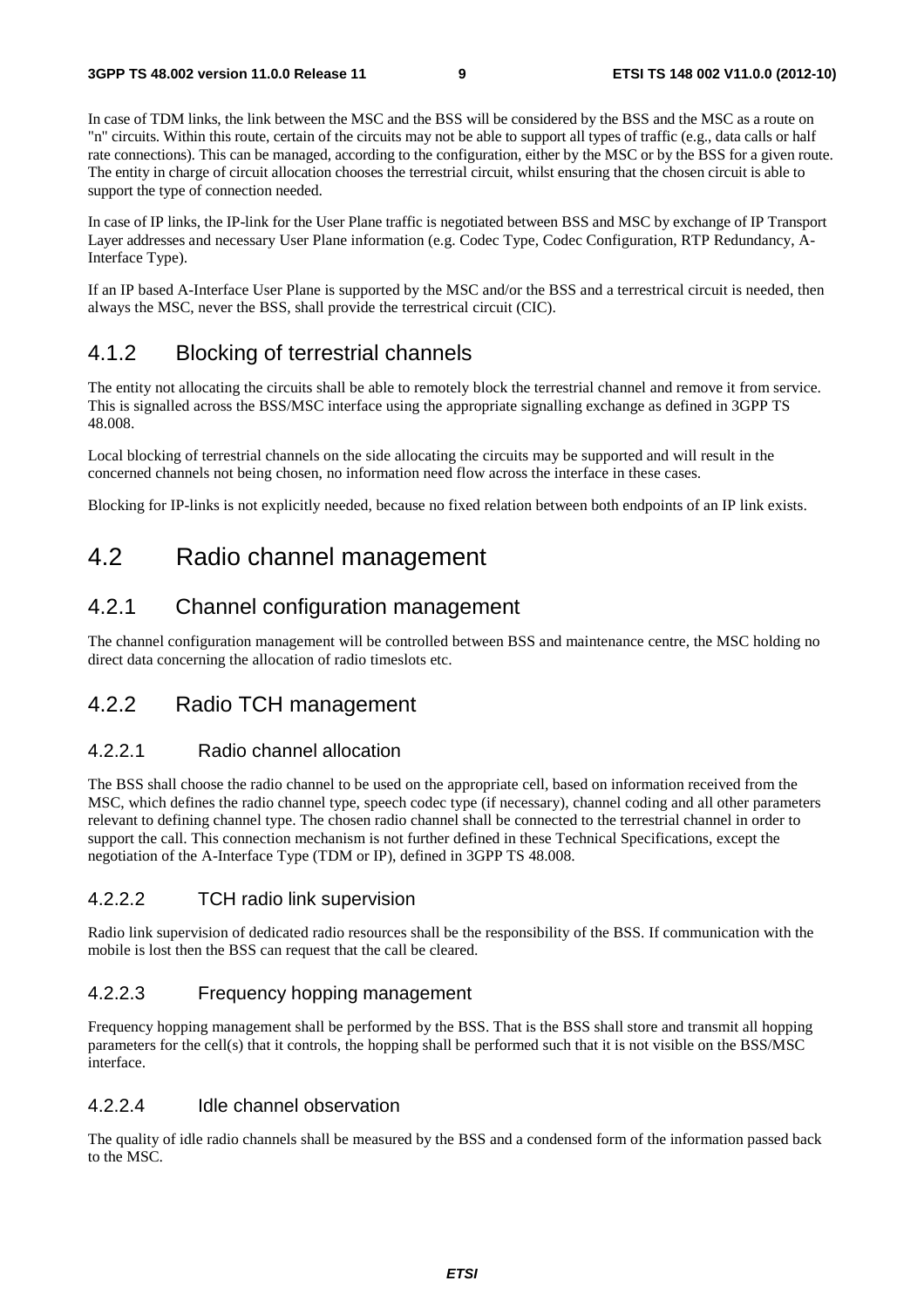In case of TDM links, the link between the MSC and the BSS will be considered by the BSS and the MSC as a route on "n" circuits. Within this route, certain of the circuits may not be able to support all types of traffic (e.g., data calls or half rate connections). This can be managed, according to the configuration, either by the MSC or by the BSS for a given route. The entity in charge of circuit allocation chooses the terrestrial circuit, whilst ensuring that the chosen circuit is able to support the type of connection needed.

In case of IP links, the IP-link for the User Plane traffic is negotiated between BSS and MSC by exchange of IP Transport Layer addresses and necessary User Plane information (e.g. Codec Type, Codec Configuration, RTP Redundancy, A-Interface Type).

If an IP based A-Interface User Plane is supported by the MSC and/or the BSS and a terrestrical circuit is needed, then always the MSC, never the BSS, shall provide the terrestrical circuit (CIC).

### 4.1.2 Blocking of terrestrial channels

The entity not allocating the circuits shall be able to remotely block the terrestrial channel and remove it from service. This is signalled across the BSS/MSC interface using the appropriate signalling exchange as defined in 3GPP TS 48.008.

Local blocking of terrestrial channels on the side allocating the circuits may be supported and will result in the concerned channels not being chosen, no information need flow across the interface in these cases.

Blocking for IP-links is not explicitly needed, because no fixed relation between both endpoints of an IP link exists.

## 4.2 Radio channel management

### 4.2.1 Channel configuration management

The channel configuration management will be controlled between BSS and maintenance centre, the MSC holding no direct data concerning the allocation of radio timeslots etc.

### 4.2.2 Radio TCH management

#### 4.2.2.1 Radio channel allocation

The BSS shall choose the radio channel to be used on the appropriate cell, based on information received from the MSC, which defines the radio channel type, speech codec type (if necessary), channel coding and all other parameters relevant to defining channel type. The chosen radio channel shall be connected to the terrestrial channel in order to support the call. This connection mechanism is not further defined in these Technical Specifications, except the negotiation of the A-Interface Type (TDM or IP), defined in 3GPP TS 48.008.

#### 4.2.2.2 TCH radio link supervision

Radio link supervision of dedicated radio resources shall be the responsibility of the BSS. If communication with the mobile is lost then the BSS can request that the call be cleared.

#### 4.2.2.3 Frequency hopping management

Frequency hopping management shall be performed by the BSS. That is the BSS shall store and transmit all hopping parameters for the cell(s) that it controls, the hopping shall be performed such that it is not visible on the BSS/MSC interface.

#### 4.2.2.4 Idle channel observation

The quality of idle radio channels shall be measured by the BSS and a condensed form of the information passed back to the MSC.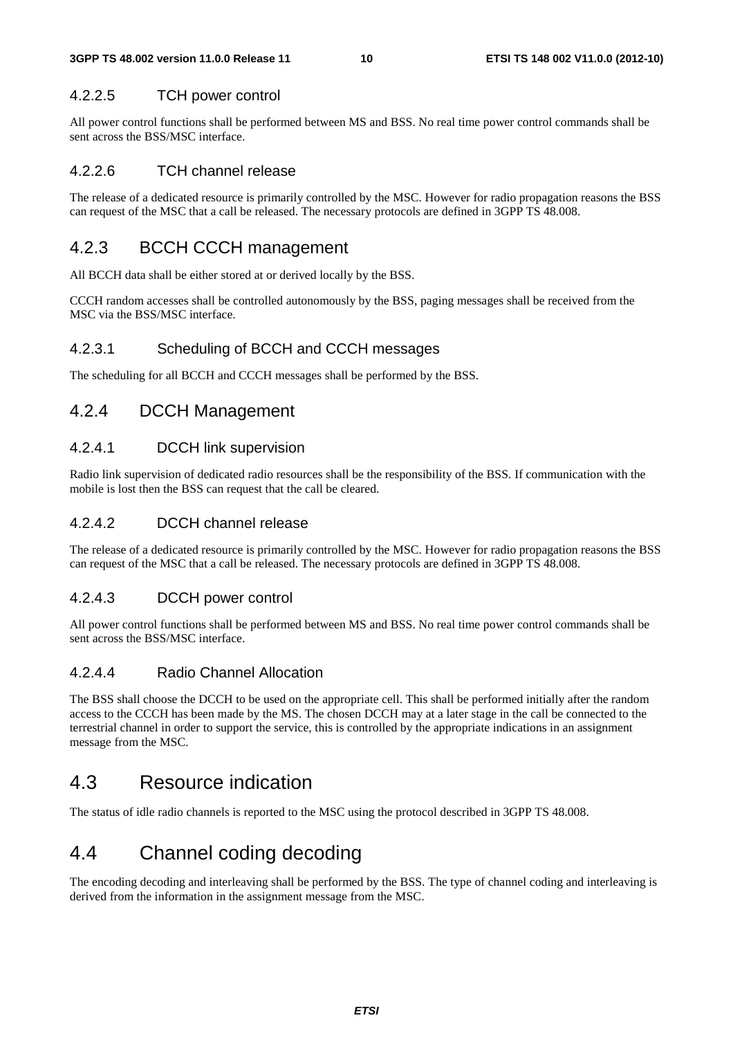#### 4.2.2.5 TCH power control

All power control functions shall be performed between MS and BSS. No real time power control commands shall be sent across the BSS/MSC interface.

#### 4.2.2.6 TCH channel release

The release of a dedicated resource is primarily controlled by the MSC. However for radio propagation reasons the BSS can request of the MSC that a call be released. The necessary protocols are defined in 3GPP TS 48.008.

### 4.2.3 BCCH CCCH management

All BCCH data shall be either stored at or derived locally by the BSS.

CCCH random accesses shall be controlled autonomously by the BSS, paging messages shall be received from the MSC via the BSS/MSC interface.

#### 4.2.3.1 Scheduling of BCCH and CCCH messages

The scheduling for all BCCH and CCCH messages shall be performed by the BSS.

### 4.2.4 DCCH Management

#### 4.2.4.1 DCCH link supervision

Radio link supervision of dedicated radio resources shall be the responsibility of the BSS. If communication with the mobile is lost then the BSS can request that the call be cleared.

#### 4.2.4.2 DCCH channel release

The release of a dedicated resource is primarily controlled by the MSC. However for radio propagation reasons the BSS can request of the MSC that a call be released. The necessary protocols are defined in 3GPP TS 48.008.

#### 4.2.4.3 DCCH power control

All power control functions shall be performed between MS and BSS. No real time power control commands shall be sent across the BSS/MSC interface.

#### 4.2.4.4 Radio Channel Allocation

The BSS shall choose the DCCH to be used on the appropriate cell. This shall be performed initially after the random access to the CCCH has been made by the MS. The chosen DCCH may at a later stage in the call be connected to the terrestrial channel in order to support the service, this is controlled by the appropriate indications in an assignment message from the MSC.

## 4.3 Resource indication

The status of idle radio channels is reported to the MSC using the protocol described in 3GPP TS 48.008.

## 4.4 Channel coding decoding

The encoding decoding and interleaving shall be performed by the BSS. The type of channel coding and interleaving is derived from the information in the assignment message from the MSC.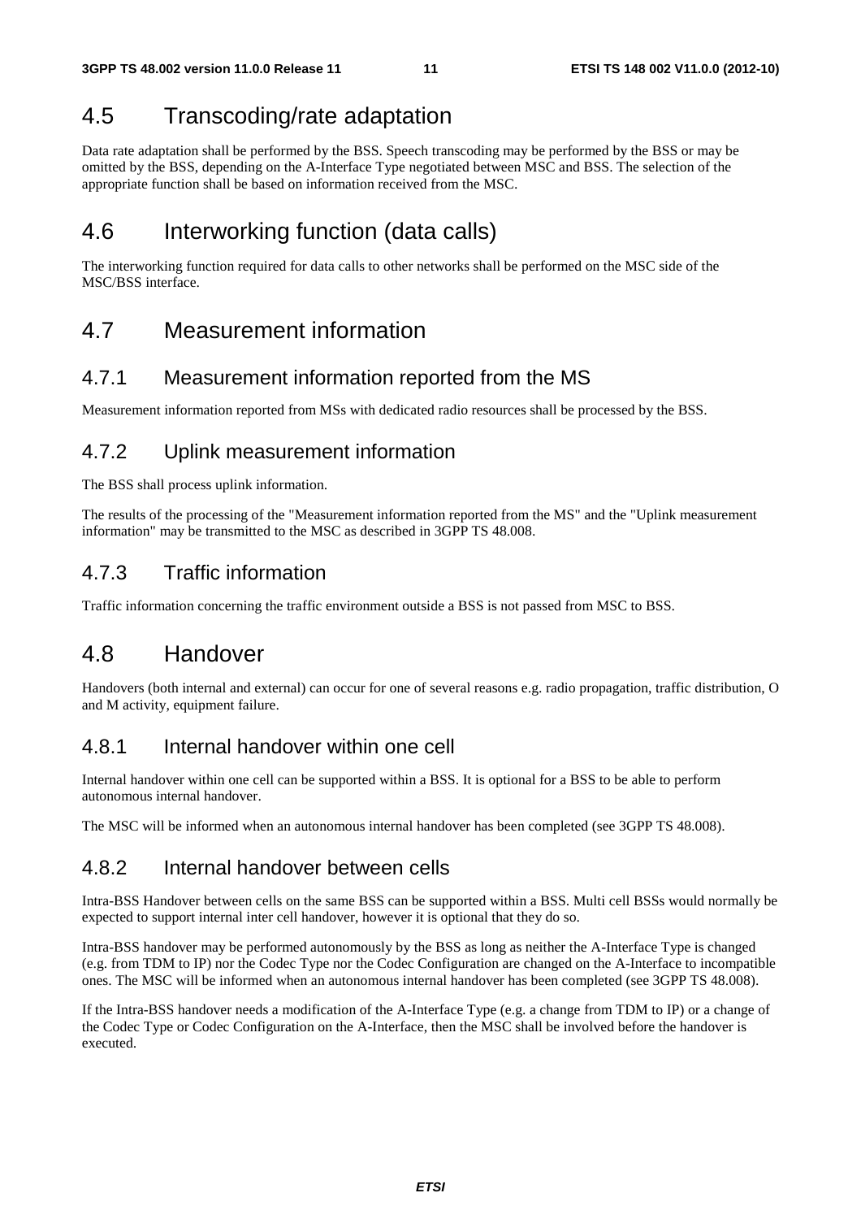## 4.5 Transcoding/rate adaptation

Data rate adaptation shall be performed by the BSS. Speech transcoding may be performed by the BSS or may be omitted by the BSS, depending on the A-Interface Type negotiated between MSC and BSS. The selection of the appropriate function shall be based on information received from the MSC.

## 4.6 Interworking function (data calls)

The interworking function required for data calls to other networks shall be performed on the MSC side of the MSC/BSS interface.

## 4.7 Measurement information

### 4.7.1 Measurement information reported from the MS

Measurement information reported from MSs with dedicated radio resources shall be processed by the BSS.

### 4.7.2 Uplink measurement information

The BSS shall process uplink information.

The results of the processing of the "Measurement information reported from the MS" and the "Uplink measurement information" may be transmitted to the MSC as described in 3GPP TS 48.008.

### 4.7.3 Traffic information

Traffic information concerning the traffic environment outside a BSS is not passed from MSC to BSS.

## 4.8 Handover

Handovers (both internal and external) can occur for one of several reasons e.g. radio propagation, traffic distribution, O and M activity, equipment failure.

### 4.8.1 Internal handover within one cell

Internal handover within one cell can be supported within a BSS. It is optional for a BSS to be able to perform autonomous internal handover.

The MSC will be informed when an autonomous internal handover has been completed (see 3GPP TS 48.008).

### 4.8.2 Internal handover between cells

Intra-BSS Handover between cells on the same BSS can be supported within a BSS. Multi cell BSSs would normally be expected to support internal inter cell handover, however it is optional that they do so.

Intra-BSS handover may be performed autonomously by the BSS as long as neither the A-Interface Type is changed (e.g. from TDM to IP) nor the Codec Type nor the Codec Configuration are changed on the A-Interface to incompatible ones. The MSC will be informed when an autonomous internal handover has been completed (see 3GPP TS 48.008).

If the Intra-BSS handover needs a modification of the A-Interface Type (e.g. a change from TDM to IP) or a change of the Codec Type or Codec Configuration on the A-Interface, then the MSC shall be involved before the handover is executed.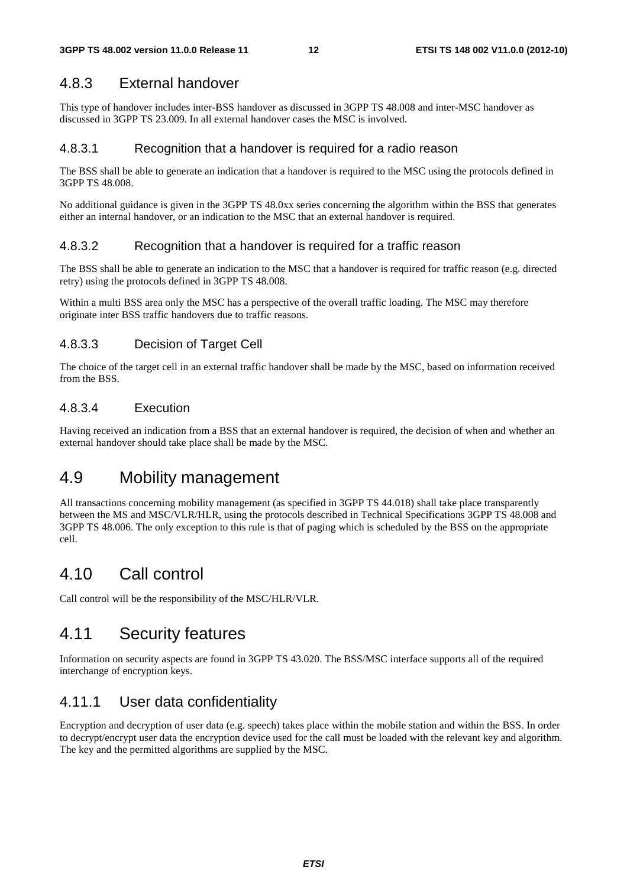### 4.8.3 External handover

This type of handover includes inter-BSS handover as discussed in 3GPP TS 48.008 and inter-MSC handover as discussed in 3GPP TS 23.009. In all external handover cases the MSC is involved.

#### 4.8.3.1 Recognition that a handover is required for a radio reason

The BSS shall be able to generate an indication that a handover is required to the MSC using the protocols defined in 3GPP TS 48.008.

No additional guidance is given in the 3GPP TS 48.0xx series concerning the algorithm within the BSS that generates either an internal handover, or an indication to the MSC that an external handover is required.

#### 4.8.3.2 Recognition that a handover is required for a traffic reason

The BSS shall be able to generate an indication to the MSC that a handover is required for traffic reason (e.g. directed retry) using the protocols defined in 3GPP TS 48.008.

Within a multi BSS area only the MSC has a perspective of the overall traffic loading. The MSC may therefore originate inter BSS traffic handovers due to traffic reasons.

#### 4.8.3.3 Decision of Target Cell

The choice of the target cell in an external traffic handover shall be made by the MSC, based on information received from the BSS.

#### 4.8.3.4 Execution

Having received an indication from a BSS that an external handover is required, the decision of when and whether an external handover should take place shall be made by the MSC.

## 4.9 Mobility management

All transactions concerning mobility management (as specified in 3GPP TS 44.018) shall take place transparently between the MS and MSC/VLR/HLR, using the protocols described in Technical Specifications 3GPP TS 48.008 and 3GPP TS 48.006. The only exception to this rule is that of paging which is scheduled by the BSS on the appropriate cell.

## 4.10 Call control

Call control will be the responsibility of the MSC/HLR/VLR.

## 4.11 Security features

Information on security aspects are found in 3GPP TS 43.020. The BSS/MSC interface supports all of the required interchange of encryption keys.

### 4.11.1 User data confidentiality

Encryption and decryption of user data (e.g. speech) takes place within the mobile station and within the BSS. In order to decrypt/encrypt user data the encryption device used for the call must be loaded with the relevant key and algorithm. The key and the permitted algorithms are supplied by the MSC.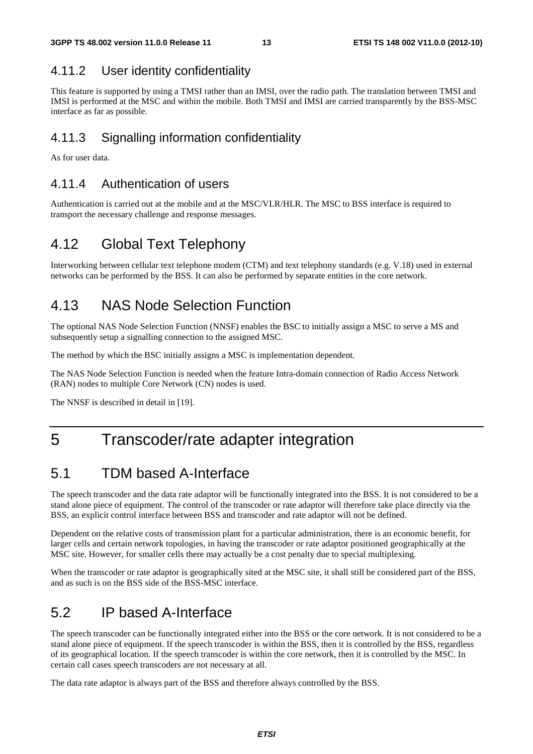### 4.11.2 User identity confidentiality

This feature is supported by using a TMSI rather than an IMSI, over the radio path. The translation between TMSI and IMSI is performed at the MSC and within the mobile. Both TMSI and IMSI are carried transparently by the BSS-MSC interface as far as possible.

### 4.11.3 Signalling information confidentiality

As for user data.

### 4.11.4 Authentication of users

Authentication is carried out at the mobile and at the MSC/VLR/HLR. The MSC to BSS interface is required to transport the necessary challenge and response messages.

## 4.12 Global Text Telephony

Interworking between cellular text telephone modem (CTM) and text telephony standards (e.g. V.18) used in external networks can be performed by the BSS. It can also be performed by separate entities in the core network.

## 4.13 NAS Node Selection Function

The optional NAS Node Selection Function (NNSF) enables the BSC to initially assign a MSC to serve a MS and subsequently setup a signalling connection to the assigned MSC.

The method by which the BSC initially assigns a MSC is implementation dependent.

The NAS Node Selection Function is needed when the feature Intra-domain connection of Radio Access Network (RAN) nodes to multiple Core Network (CN) nodes is used.

The NNSF is described in detail in [19].

# 5 Transcoder/rate adapter integration

## 5.1 TDM based A-Interface

The speech transcoder and the data rate adaptor will be functionally integrated into the BSS. It is not considered to be a stand alone piece of equipment. The control of the transcoder or rate adaptor will therefore take place directly via the BSS, an explicit control interface between BSS and transcoder and rate adaptor will not be defined.

Dependent on the relative costs of transmission plant for a particular administration, there is an economic benefit, for larger cells and certain network topologies, in having the transcoder or rate adaptor positioned geographically at the MSC site. However, for smaller cells there may actually be a cost penalty due to special multiplexing.

When the transcoder or rate adaptor is geographically sited at the MSC site, it shall still be considered part of the BSS, and as such is on the BSS side of the BSS-MSC interface.

## 5.2 IP based A-Interface

The speech transcoder can be functionally integrated either into the BSS or the core network. It is not considered to be a stand alone piece of equipment. If the speech transcoder is within the BSS, then it is controlled by the BSS, regardless of its geographical location. If the speech transcoder is within the core network, then it is controlled by the MSC. In certain call cases speech transcoders are not necessary at all.

The data rate adaptor is always part of the BSS and therefore always controlled by the BSS.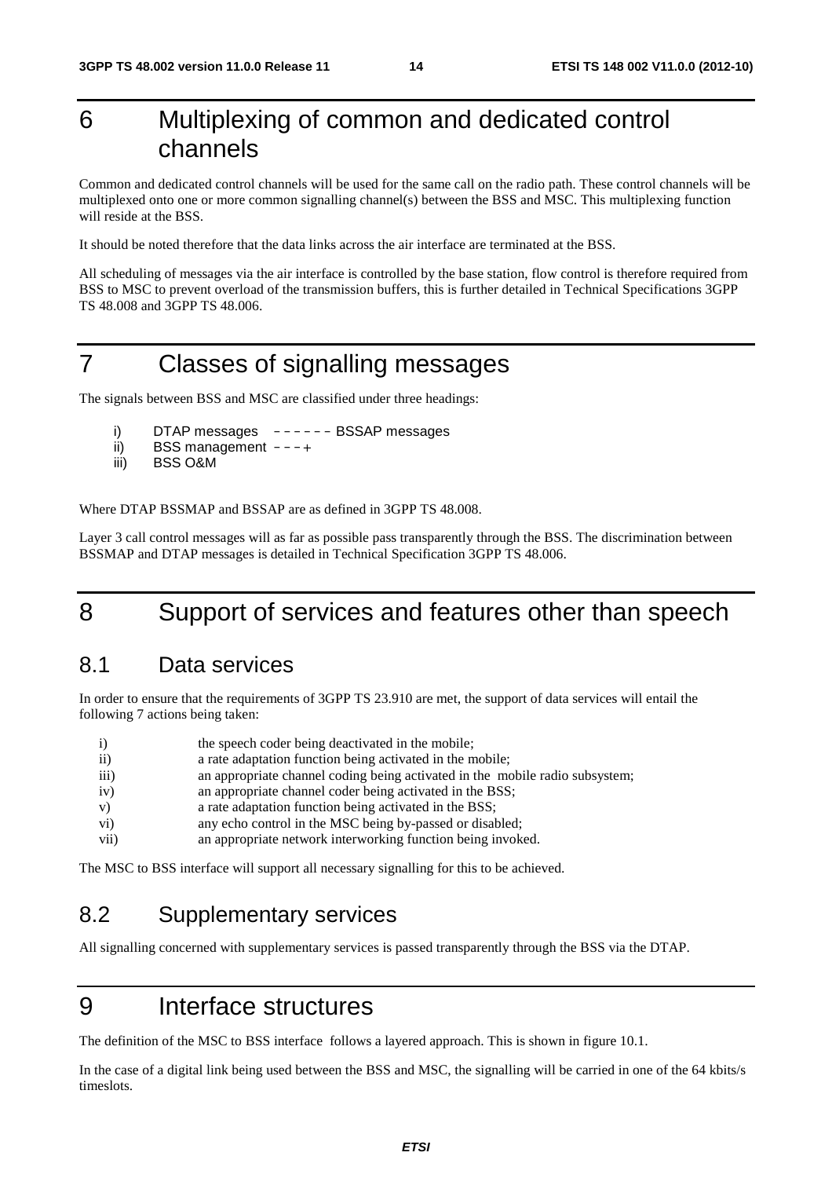# 6 Multiplexing of common and dedicated control channels

Common and dedicated control channels will be used for the same call on the radio path. These control channels will be multiplexed onto one or more common signalling channel(s) between the BSS and MSC. This multiplexing function will reside at the BSS.

It should be noted therefore that the data links across the air interface are terminated at the BSS.

All scheduling of messages via the air interface is controlled by the base station, flow control is therefore required from BSS to MSC to prevent overload of the transmission buffers, this is further detailed in Technical Specifications 3GPP TS 48.008 and 3GPP TS 48.006.

# 7 Classes of signalling messages

The signals between BSS and MSC are classified under three headings:

```
i)      DTAP messages   ------ BSSAP messages
ii)     BSS management  ---+
iii)    BSS O&M
```

Where DTAP BSSMAP and BSSAP are as defined in 3GPP TS 48.008.

Layer 3 call control messages will as far as possible pass transparently through the BSS. The discrimination between BSSMAP and DTAP messages is detailed in Technical Specification 3GPP TS 48.006.

# 8 Support of services and features other than speech

## 8.1 Data services

In order to ensure that the requirements of 3GPP TS 23.910 are met, the support of data services will entail the following 7 actions being taken:

- i) the speech coder being deactivated in the mobile;
- ii) a rate adaptation function being activated in the mobile;
- iii) an appropriate channel coding being activated in the mobile radio subsystem;
- iv) an appropriate channel coder being activated in the BSS;
- v) a rate adaptation function being activated in the BSS;
- vi) any echo control in the MSC being by-passed or disabled;
- vii) an appropriate network interworking function being invoked.

The MSC to BSS interface will support all necessary signalling for this to be achieved.

## 8.2 Supplementary services

All signalling concerned with supplementary services is passed transparently through the BSS via the DTAP.

# 9 Interface structures

The definition of the MSC to BSS interface follows a layered approach. This is shown in figure 10.1.

In the case of a digital link being used between the BSS and MSC, the signalling will be carried in one of the 64 kbits/s timeslots.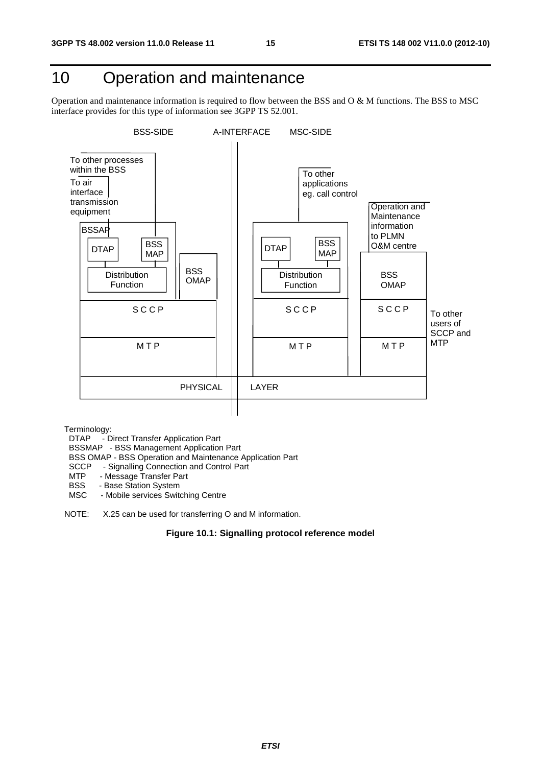# 10 Operation and maintenance

Operation and maintenance information is required to flow between the BSS and O & M functions. The BSS to MSC interface provides for this type of information see 3GPP TS 52.001.

BSS-SIDE A-INTERFACE MSC-SIDE

To other processes within the BSS

To air interface transmission equipment

To other applications eg. call control

Operation and Maintenance information to PLMN O&M centre

BSSAP

DTAP BSS MAP

Distribution Function

BSS OMAP

DTAP BSS MAP

Distribution Function

BSS OMAP

S C C P S C C P S C C P

To other users of SCCP and MTP

M T P M T P M T P

PHYSICAL LAYER

Terminology:
DTAP - Direct Transfer Application Part
BSSMAP - BSS Management Application Part
BSS OMAP - BSS Operation and Maintenance Application Part
SCCP - Signalling Connection and Control Part
MTP - Message Transfer Part
BSS - Base Station System
MSC - Mobile services Switching Centre

NOTE: X.25 can be used for transferring O and M information.

**Figure 10.1: Signalling protocol reference model**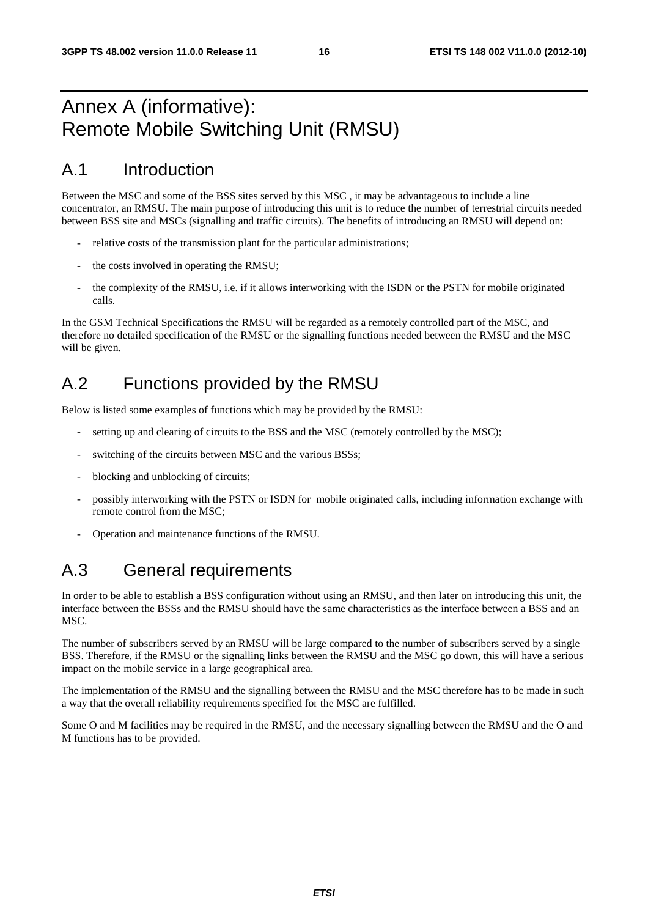# Annex A (informative): Remote Mobile Switching Unit (RMSU)

## A.1 Introduction

Between the MSC and some of the BSS sites served by this MSC , it may be advantageous to include a line concentrator, an RMSU. The main purpose of introducing this unit is to reduce the number of terrestrial circuits needed between BSS site and MSCs (signalling and traffic circuits). The benefits of introducing an RMSU will depend on:

- relative costs of the transmission plant for the particular administrations;
- the costs involved in operating the RMSU;
- the complexity of the RMSU, i.e. if it allows interworking with the ISDN or the PSTN for mobile originated calls.

In the GSM Technical Specifications the RMSU will be regarded as a remotely controlled part of the MSC, and therefore no detailed specification of the RMSU or the signalling functions needed between the RMSU and the MSC will be given.

## A.2 Functions provided by the RMSU

Below is listed some examples of functions which may be provided by the RMSU:

- setting up and clearing of circuits to the BSS and the MSC (remotely controlled by the MSC);
- switching of the circuits between MSC and the various BSSs;
- blocking and unblocking of circuits;
- possibly interworking with the PSTN or ISDN for mobile originated calls, including information exchange with remote control from the MSC;
- Operation and maintenance functions of the RMSU.

## A.3 General requirements

In order to be able to establish a BSS configuration without using an RMSU, and then later on introducing this unit, the interface between the BSSs and the RMSU should have the same characteristics as the interface between a BSS and an MSC.

The number of subscribers served by an RMSU will be large compared to the number of subscribers served by a single BSS. Therefore, if the RMSU or the signalling links between the RMSU and the MSC go down, this will have a serious impact on the mobile service in a large geographical area.

The implementation of the RMSU and the signalling between the RMSU and the MSC therefore has to be made in such a way that the overall reliability requirements specified for the MSC are fulfilled.

Some O and M facilities may be required in the RMSU, and the necessary signalling between the RMSU and the O and M functions has to be provided.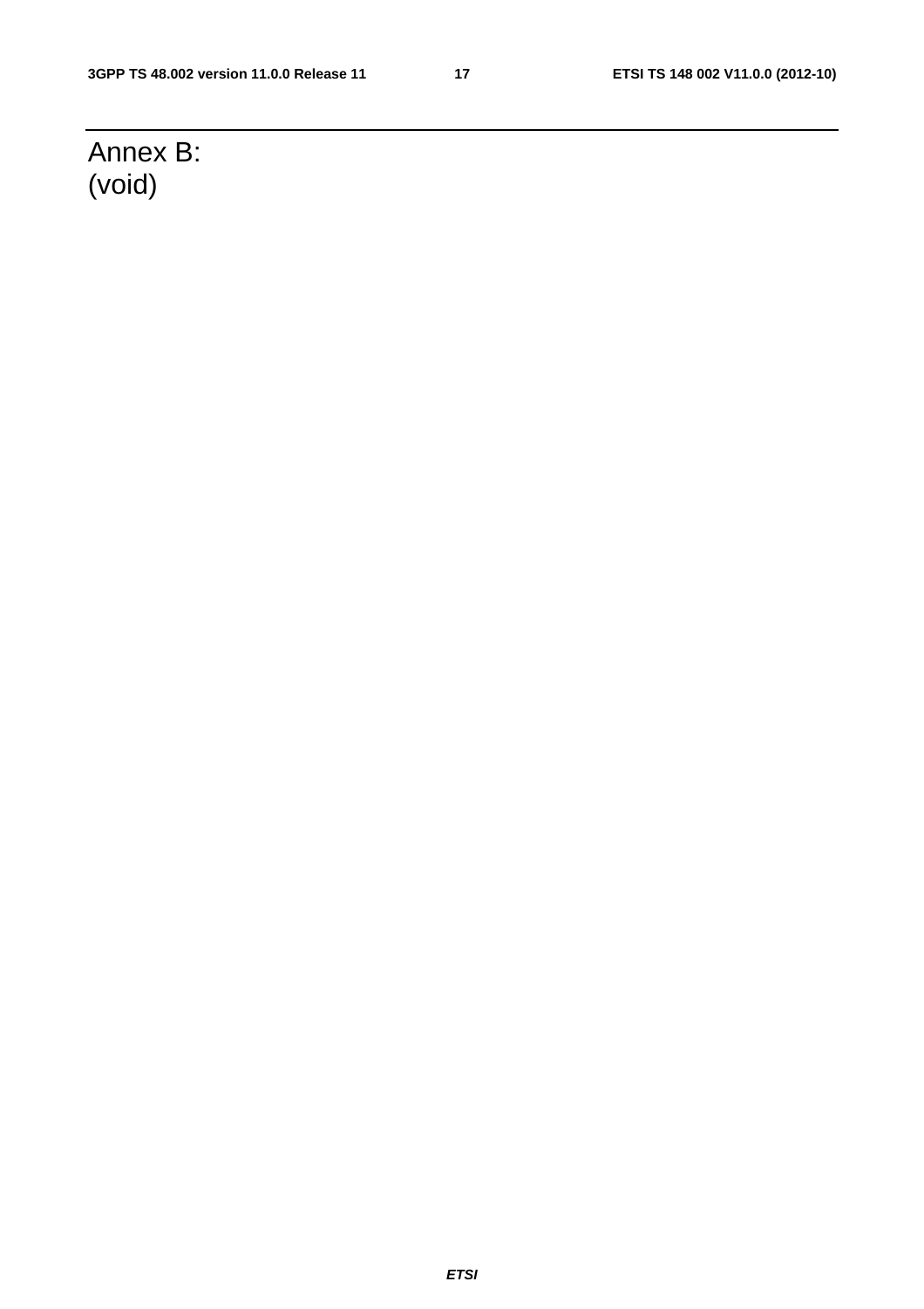# Annex B: (void)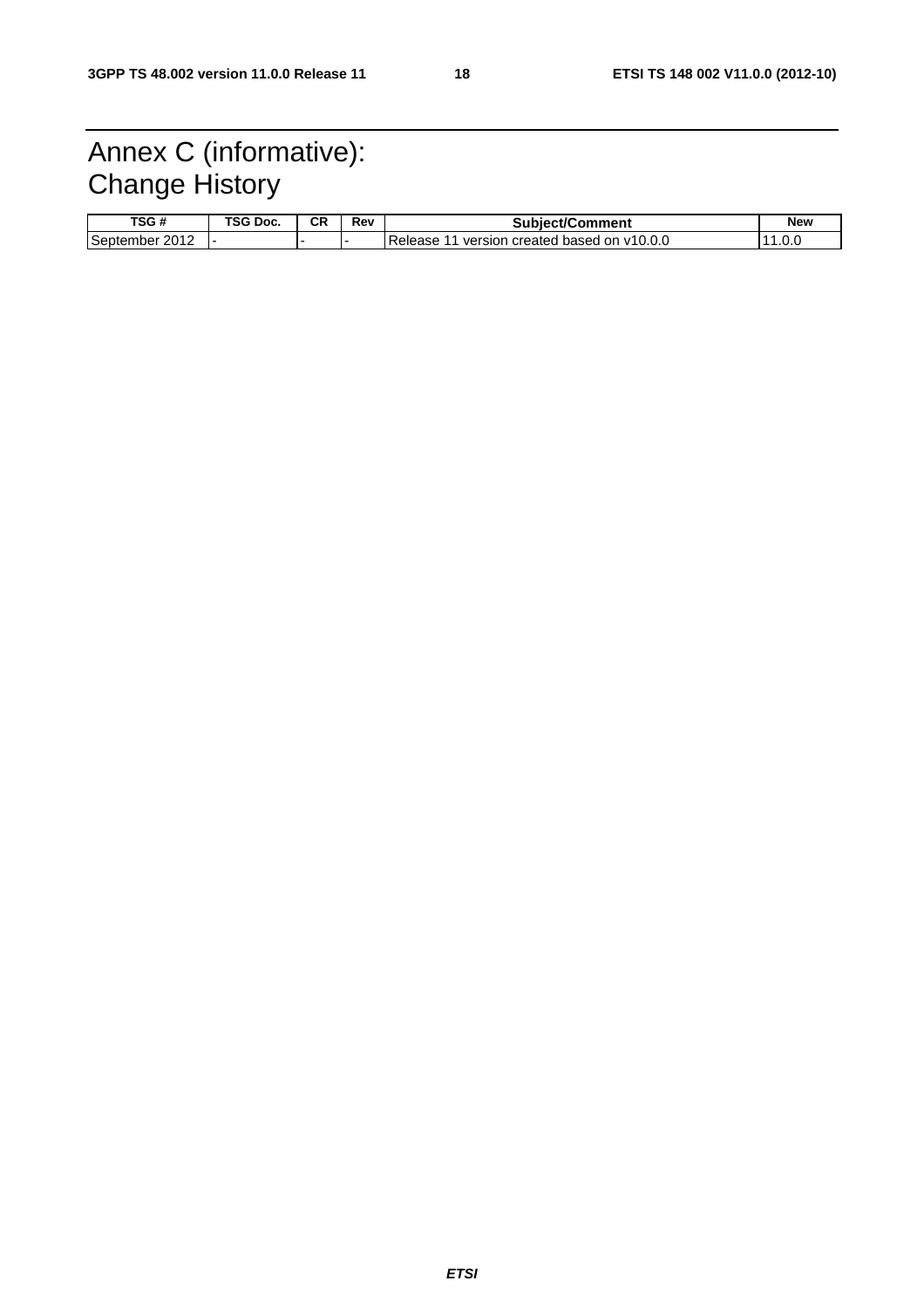# Annex C (informative): Change History

| TSG # | TSG Doc. | CR | Rev | Subject/Comment | New |
| --- | --- | --- | --- | --- | --- |
| September 2012 | - | - | - | Release 11 version created based on v10.0.0 | 11.0.0 |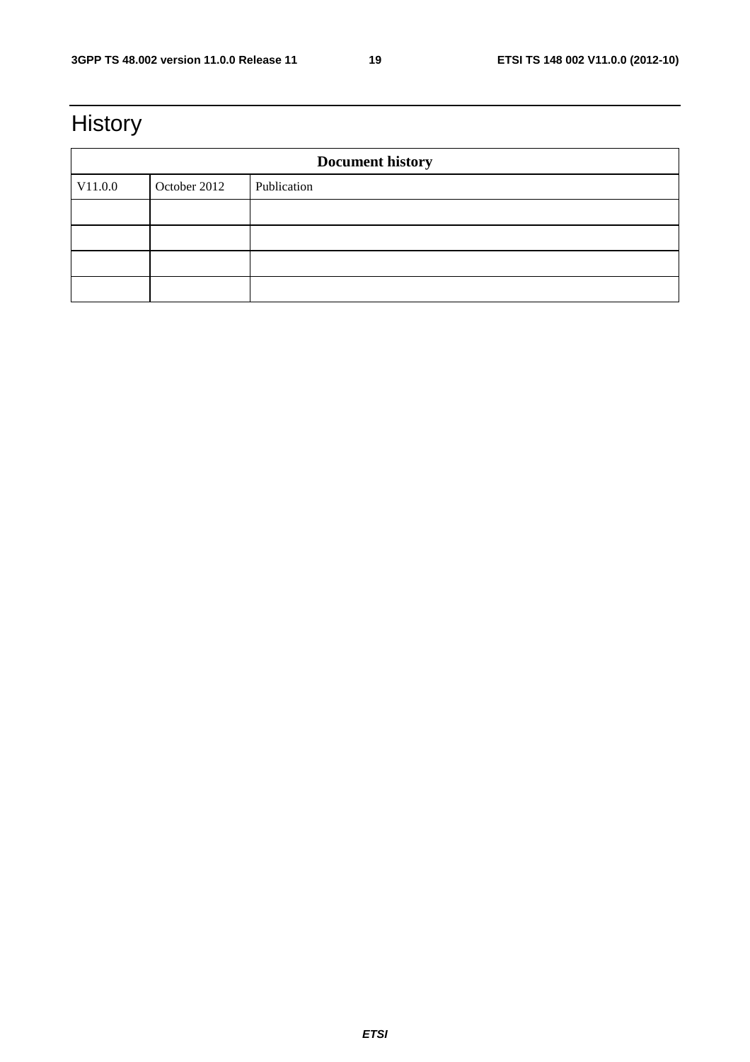# History

| Document history | | |
| --- | --- | --- |
| V11.0.0 | October 2012 | Publication |
| | | |
| | | |
| | | |
| | | |